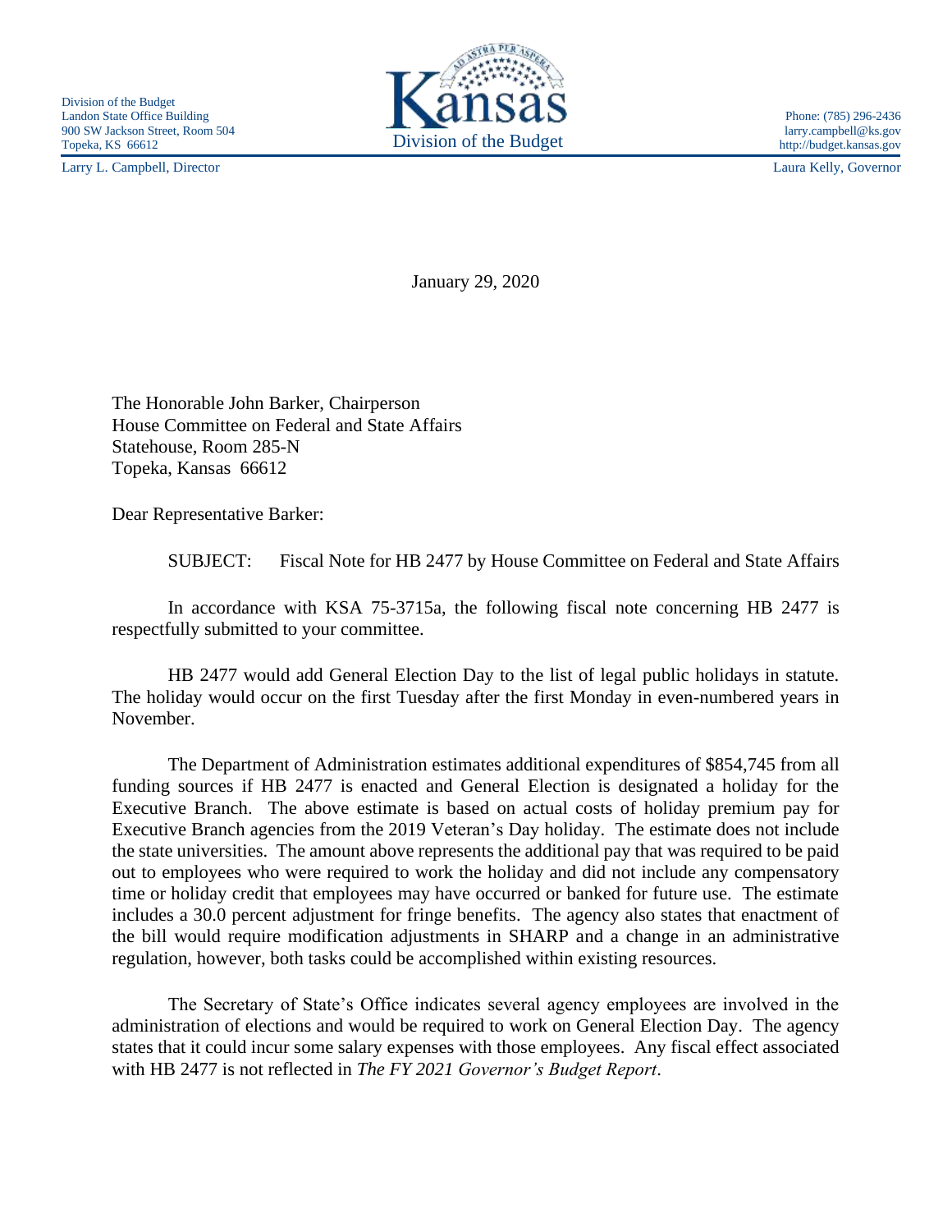Division of the Budget
Landon State Office Building
900 SW Jackson Street, Room 504
Topeka, KS 66612

Kansas
Division of the Budget

Phone: (785) 296-2436
larry.campbell@ks.gov
http://budget.kansas.gov

Larry L. Campbell, Director

Laura Kelly, Governor

January 29, 2020

The Honorable John Barker, Chairperson
House Committee on Federal and State Affairs
Statehouse, Room 285-N
Topeka, Kansas 66612

Dear Representative Barker:

SUBJECT: Fiscal Note for HB 2477 by House Committee on Federal and State Affairs

In accordance with KSA 75-3715a, the following fiscal note concerning HB 2477 is respectfully submitted to your committee.

HB 2477 would add General Election Day to the list of legal public holidays in statute. The holiday would occur on the first Tuesday after the first Monday in even-numbered years in November.

The Department of Administration estimates additional expenditures of $854,745 from all funding sources if HB 2477 is enacted and General Election is designated a holiday for the Executive Branch. The above estimate is based on actual costs of holiday premium pay for Executive Branch agencies from the 2019 Veteran's Day holiday. The estimate does not include the state universities. The amount above represents the additional pay that was required to be paid out to employees who were required to work the holiday and did not include any compensatory time or holiday credit that employees may have occurred or banked for future use. The estimate includes a 30.0 percent adjustment for fringe benefits. The agency also states that enactment of the bill would require modification adjustments in SHARP and a change in an administrative regulation, however, both tasks could be accomplished within existing resources.

The Secretary of State's Office indicates several agency employees are involved in the administration of elections and would be required to work on General Election Day. The agency states that it could incur some salary expenses with those employees. Any fiscal effect associated with HB 2477 is not reflected in *The FY 2021 Governor's Budget Report*.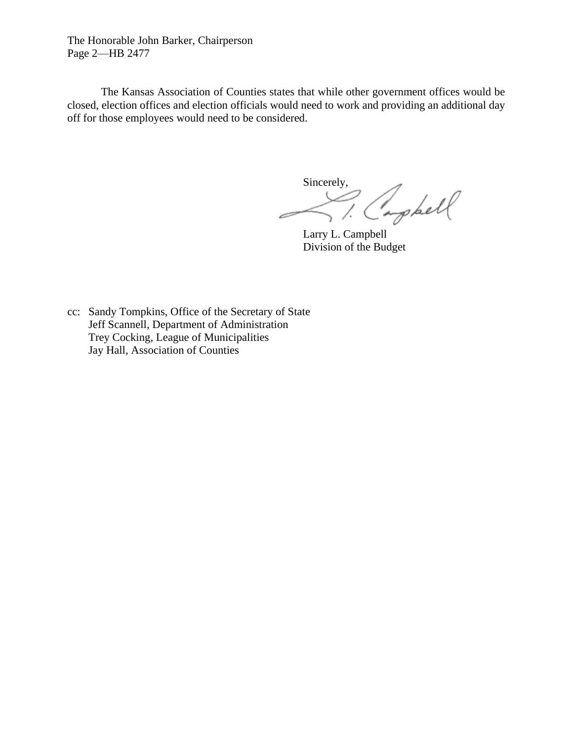The Kansas Association of Counties states that while other government offices would be closed, election offices and election officials would need to work and providing an additional day off for those employees would need to be considered.

Sincerely,

Larry L. Campbell
Division of the Budget

cc: Sandy Tompkins, Office of the Secretary of State
Jeff Scannell, Department of Administration
Trey Cocking, League of Municipalities
Jay Hall, Association of Counties